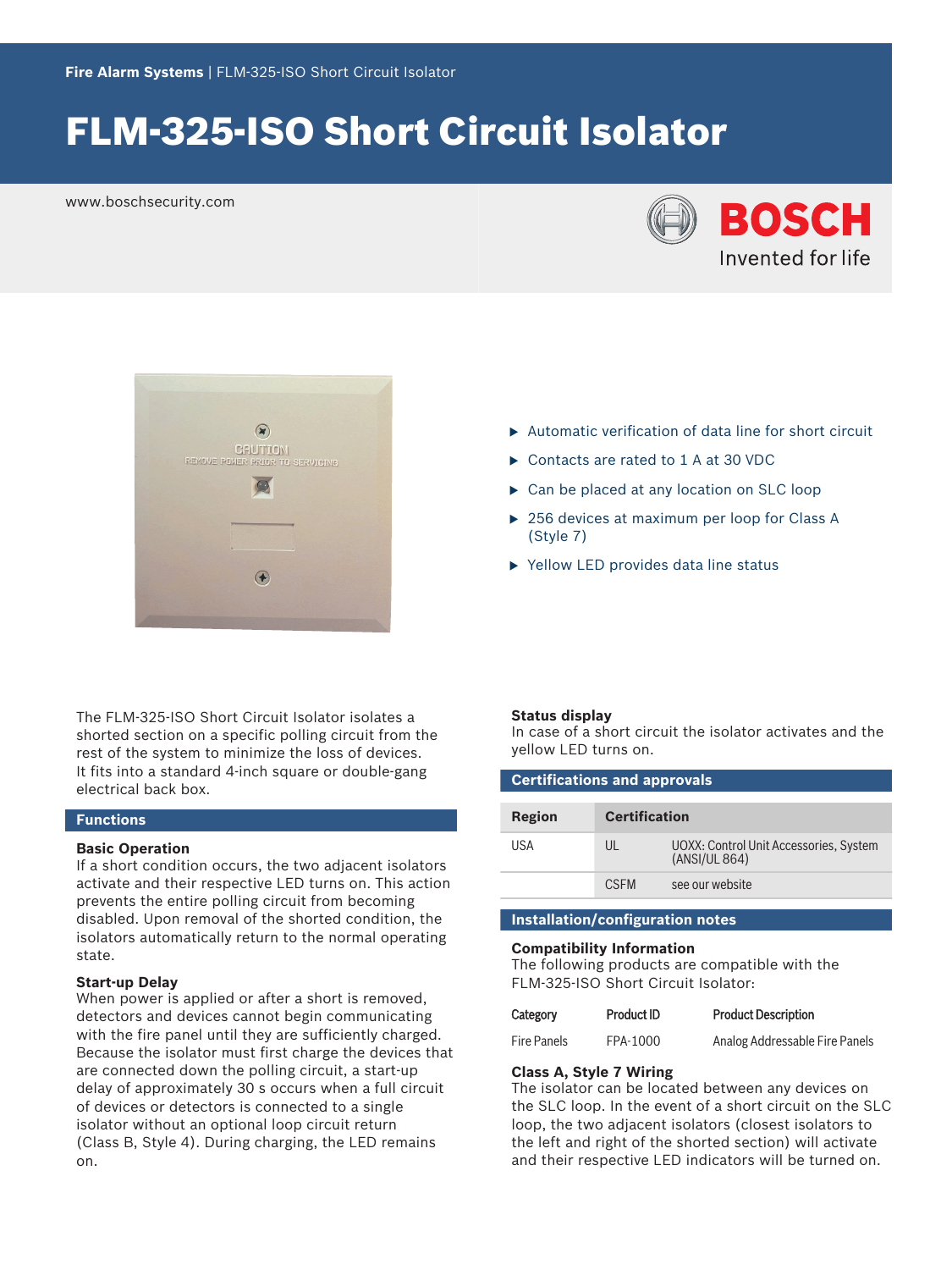Fire Alarm Systems | FLM-325-ISO Short Circuit Isolator

# FLM-325-ISO Short Circuit Isolator

www.boschsecurity.com

BOSCH
Invented for life

- Automatic verification of data line for short circuit
- Contacts are rated to 1 A at 30 VDC
- Can be placed at any location on SLC loop
- 256 devices at maximum per loop for Class A (Style 7)
- Yellow LED provides data line status

The FLM-325-ISO Short Circuit Isolator isolates a shorted section on a specific polling circuit from the rest of the system to minimize the loss of devices. It fits into a standard 4-inch square or double-gang electrical back box.

## Functions

### Basic Operation

If a short condition occurs, the two adjacent isolators activate and their respective LED turns on. This action prevents the entire polling circuit from becoming disabled. Upon removal of the shorted condition, the isolators automatically return to the normal operating state.

### Start-up Delay

When power is applied or after a short is removed, detectors and devices cannot begin communicating with the fire panel until they are sufficiently charged. Because the isolator must first charge the devices that are connected down the polling circuit, a start-up delay of approximately 30 s occurs when a full circuit of devices or detectors is connected to a single isolator without an optional loop circuit return (Class B, Style 4). During charging, the LED remains on.

### Status display

In case of a short circuit the isolator activates and the yellow LED turns on.

## Certifications and approvals

| Region | Certification | |
|---|---|---|
| USA | UL | UOXX: Control Unit Accessories, System (ANSI/UL 864) |
| | CSFM | see our website |

## Installation/configuration notes

### Compatibility Information

The following products are compatible with the FLM-325-ISO Short Circuit Isolator:

| Category | Product ID | Product Description |
|---|---|---|
| Fire Panels | FPA-1000 | Analog Addressable Fire Panels |

### Class A, Style 7 Wiring

The isolator can be located between any devices on the SLC loop. In the event of a short circuit on the SLC loop, the two adjacent isolators (closest isolators to the left and right of the shorted section) will activate and their respective LED indicators will be turned on.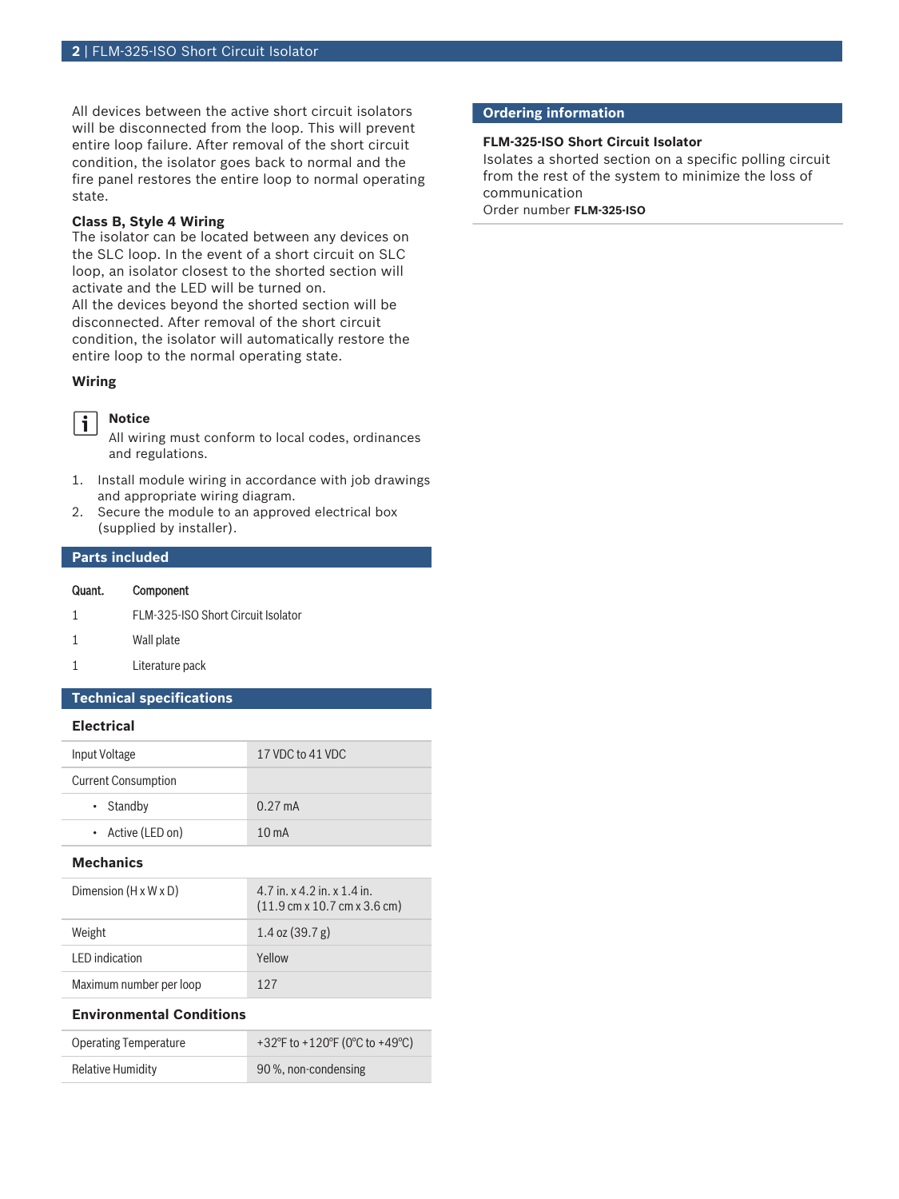All devices between the active short circuit isolators will be disconnected from the loop. This will prevent entire loop failure. After removal of the short circuit condition, the isolator goes back to normal and the fire panel restores the entire loop to normal operating state.

### Class B, Style 4 Wiring

The isolator can be located between any devices on the SLC loop. In the event of a short circuit on SLC loop, an isolator closest to the shorted section will activate and the LED will be turned on.
All the devices beyond the shorted section will be disconnected. After removal of the short circuit condition, the isolator will automatically restore the entire loop to the normal operating state.

### Wiring

> **Notice**
> All wiring must conform to local codes, ordinances and regulations.

1. Install module wiring in accordance with job drawings and appropriate wiring diagram.
2. Secure the module to an approved electrical box (supplied by installer).

## Parts included

| Quant. | Component |
| --- | --- |
| 1 | FLM-325-ISO Short Circuit Isolator |
| 1 | Wall plate |
| 1 | Literature pack |

## Technical specifications

### Electrical

| | |
| --- | --- |
| Input Voltage | 17 VDC to 41 VDC |
| Current Consumption | |
| • Standby | 0.27 mA |
| • Active (LED on) | 10 mA |

### Mechanics

| | |
| --- | --- |
| Dimension (H x W x D) | 4.7 in. x 4.2 in. x 1.4 in. (11.9 cm x 10.7 cm x 3.6 cm) |
| Weight | 1.4 oz (39.7 g) |
| LED indication | Yellow |
| Maximum number per loop | 127 |

### Environmental Conditions

| | |
| --- | --- |
| Operating Temperature | +32°F to +120°F (0°C to +49°C) |
| Relative Humidity | 90 %, non-condensing |

## Ordering information

**FLM-325-ISO Short Circuit Isolator**
Isolates a shorted section on a specific polling circuit from the rest of the system to minimize the loss of communication
Order number **FLM-325-ISO**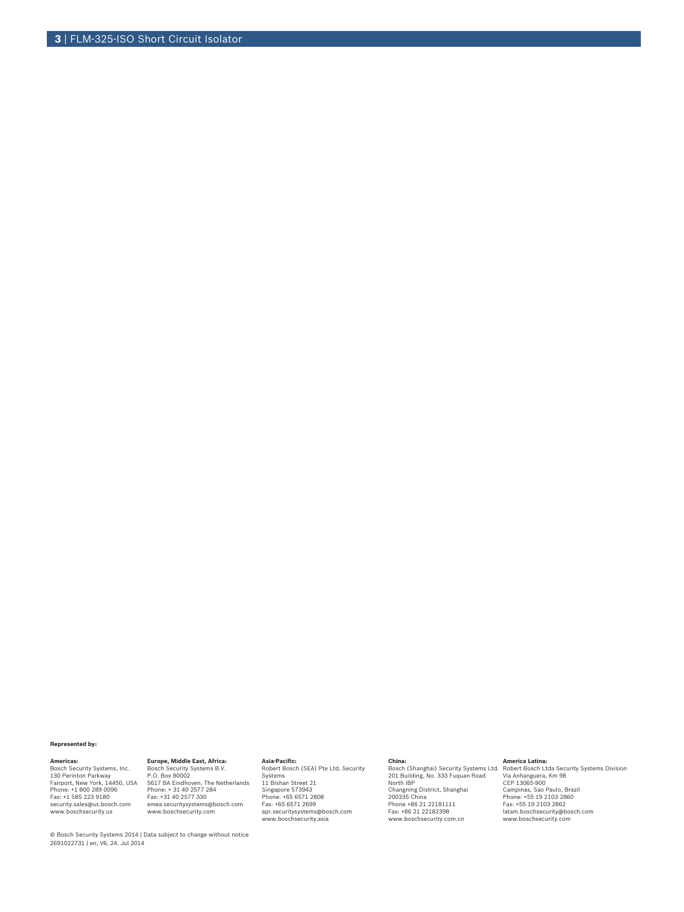**Represented by:**

**Americas:**
Bosch Security Systems, Inc.
130 Perinton Parkway
Fairport, New York, 14450, USA
Phone: +1 800 289 0096
Fax: +1 585 223 9180
security.sales@us.bosch.com
www.boschsecurity.us

**Europe, Middle East, Africa:**
Bosch Security Systems B.V.
P.O. Box 80002
5617 BA Eindhoven, The Netherlands
Phone: + 31 40 2577 284
Fax: +31 40 2577 330
emea.securitysystems@bosch.com
www.boschsecurity.com

**Asia-Pacific:**
Robert Bosch (SEA) Pte Ltd, Security Systems
11 Bishan Street 21
Singapore 573943
Phone: +65 6571 2808
Fax: +65 6571 2699
apr.securitysystems@bosch.com
www.boschsecurity.asia

**China:**
Bosch (Shanghai) Security Systems Ltd.
201 Building, No. 333 Fuquan Road
North IBP
Changning District, Shanghai
200335 China
Phone +86 21 22181111
Fax: +86 21 22182398
www.boschsecurity.com.cn

**America Latina:**
Robert Bosch Ltda Security Systems Division
Via Anhanguera, Km 98
CEP 13065-900
Campinas, Sao Paulo, Brazil
Phone: +55 19 2103 2860
Fax: +55 19 2103 2862
latam.boschsecurity@bosch.com
www.boschsecurity.com

© Bosch Security Systems 2014 | Data subject to change without notice
2691022731 | en, V6, 24. Jul 2014